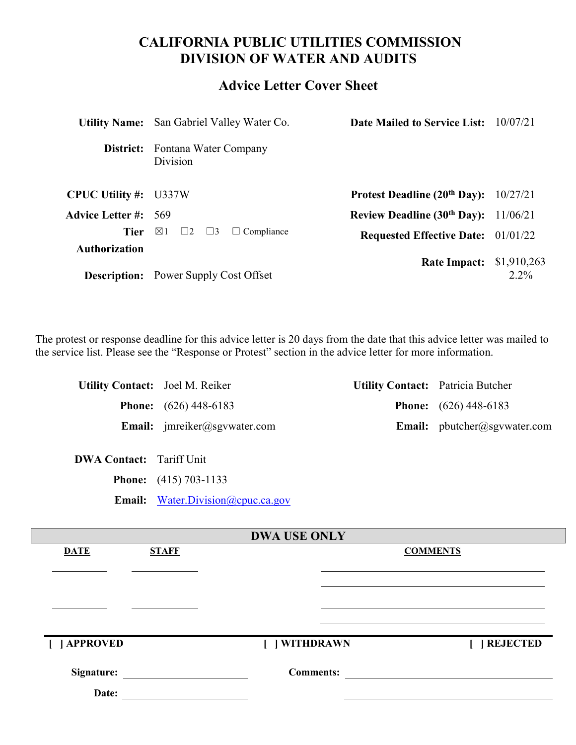# CALIFORNIA PUBLIC UTILITIES COMMISSION
# DIVISION OF WATER AND AUDITS

## Advice Letter Cover Sheet

| | | | |
|---|---|---|---|
| **Utility Name:** | San Gabriel Valley Water Co. | **Date Mailed to Service List:** | 10/07/21 |
| **District:** | Fontana Water Company Division | | |
| **CPUC Utility #:** | U337W | **Protest Deadline (20th Day):** | 10/27/21 |
| **Advice Letter #:** | 569 | **Review Deadline (30th Day):** | 11/06/21 |
| **Tier** | ☒1 ☐2 ☐3 ☐ Compliance | **Requested Effective Date:** | 01/01/22 |
| **Authorization** | | **Rate Impact:** | $1,910,263 2.2% |
| **Description:** | Power Supply Cost Offset | | |

The protest or response deadline for this advice letter is 20 days from the date that this advice letter was mailed to the service list. Please see the "Response or Protest" section in the advice letter for more information.

| | | | |
|---|---|---|---|
| **Utility Contact:** | Joel M. Reiker | **Utility Contact:** | Patricia Butcher |
| **Phone:** | (626) 448-6183 | **Phone:** | (626) 448-6183 |
| **Email:** | jmreiker@sgvwater.com | **Email:** | pbutcher@sgvwater.com |

**DWA Contact:** Tariff Unit
**Phone:** (415) 703-1133
**Email:** Water.Division@cpuc.ca.gov

### DWA USE ONLY

| DATE | STAFF | COMMENTS |
|---|---|---|
| | | |
| | | |

[ ] APPROVED  [ ] WITHDRAWN  [ ] REJECTED

**Signature:** ____________________  **Comments:** ____________________

**Date:** ____________________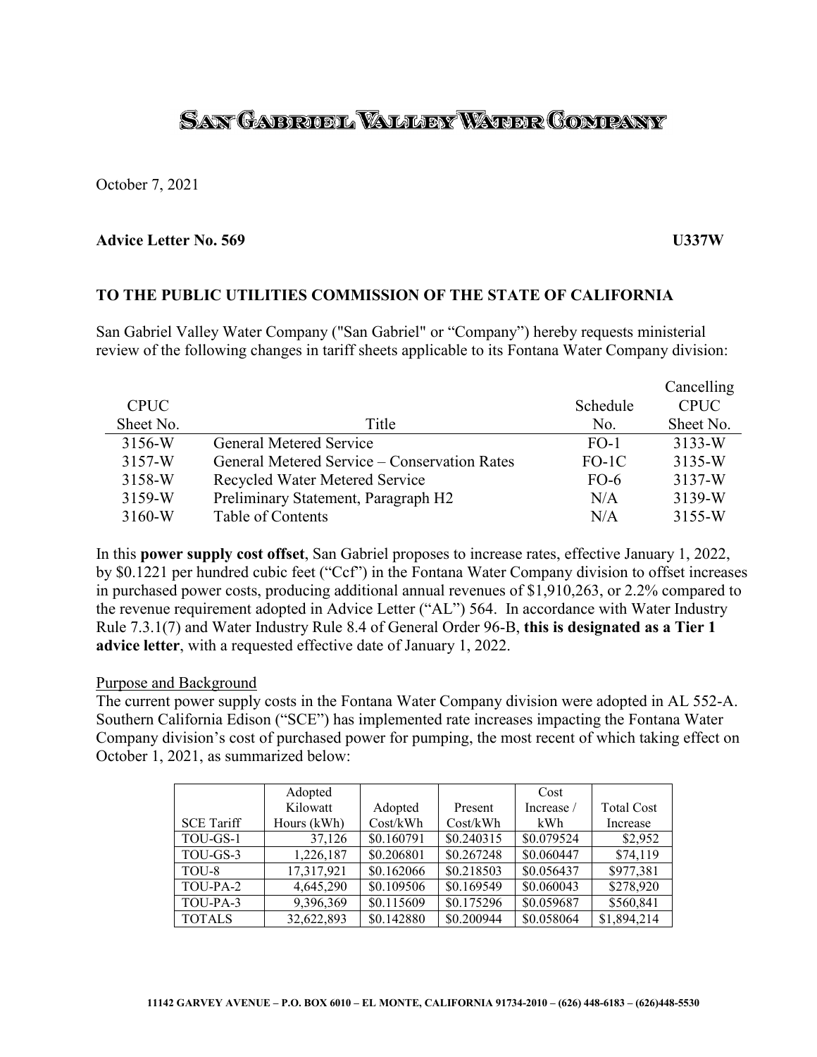# SAN GABRIEL VALLEY WATER COMPANY

October 7, 2021

**Advice Letter No. 569** **U337W**

**TO THE PUBLIC UTILITIES COMMISSION OF THE STATE OF CALIFORNIA**

San Gabriel Valley Water Company ("San Gabriel" or "Company") hereby requests ministerial review of the following changes in tariff sheets applicable to its Fontana Water Company division:

| CPUC Sheet No. | Title | Schedule No. | Cancelling CPUC Sheet No. |
|---|---|---|---|
| 3156-W | General Metered Service | FO-1 | 3133-W |
| 3157-W | General Metered Service – Conservation Rates | FO-1C | 3135-W |
| 3158-W | Recycled Water Metered Service | FO-6 | 3137-W |
| 3159-W | Preliminary Statement, Paragraph H2 | N/A | 3139-W |
| 3160-W | Table of Contents | N/A | 3155-W |

In this **power supply cost offset**, San Gabriel proposes to increase rates, effective January 1, 2022, by $0.1221 per hundred cubic feet ("Ccf") in the Fontana Water Company division to offset increases in purchased power costs, producing additional annual revenues of $1,910,263, or 2.2% compared to the revenue requirement adopted in Advice Letter ("AL") 564. In accordance with Water Industry Rule 7.3.1(7) and Water Industry Rule 8.4 of General Order 96-B, **this is designated as a Tier 1 advice letter**, with a requested effective date of January 1, 2022.

Purpose and Background

The current power supply costs in the Fontana Water Company division were adopted in AL 552-A. Southern California Edison ("SCE") has implemented rate increases impacting the Fontana Water Company division's cost of purchased power for pumping, the most recent of which taking effect on October 1, 2021, as summarized below:

| SCE Tariff | Adopted Kilowatt Hours (kWh) | Adopted Cost/kWh | Present Cost/kWh | Cost Increase / kWh | Total Cost Increase |
|---|---|---|---|---|---|
| TOU-GS-1 | 37,126 | $0.160791 | $0.240315 | $0.079524 | $2,952 |
| TOU-GS-3 | 1,226,187 | $0.206801 | $0.267248 | $0.060447 | $74,119 |
| TOU-8 | 17,317,921 | $0.162066 | $0.218503 | $0.056437 | $977,381 |
| TOU-PA-2 | 4,645,290 | $0.109506 | $0.169549 | $0.060043 | $278,920 |
| TOU-PA-3 | 9,396,369 | $0.115609 | $0.175296 | $0.059687 | $560,841 |
| TOTALS | 32,622,893 | $0.142880 | $0.200944 | $0.058064 | $1,894,214 |

11142 GARVEY AVENUE – P.O. BOX 6010 – EL MONTE, CALIFORNIA 91734-2010 – (626) 448-6183 – (626)448-5530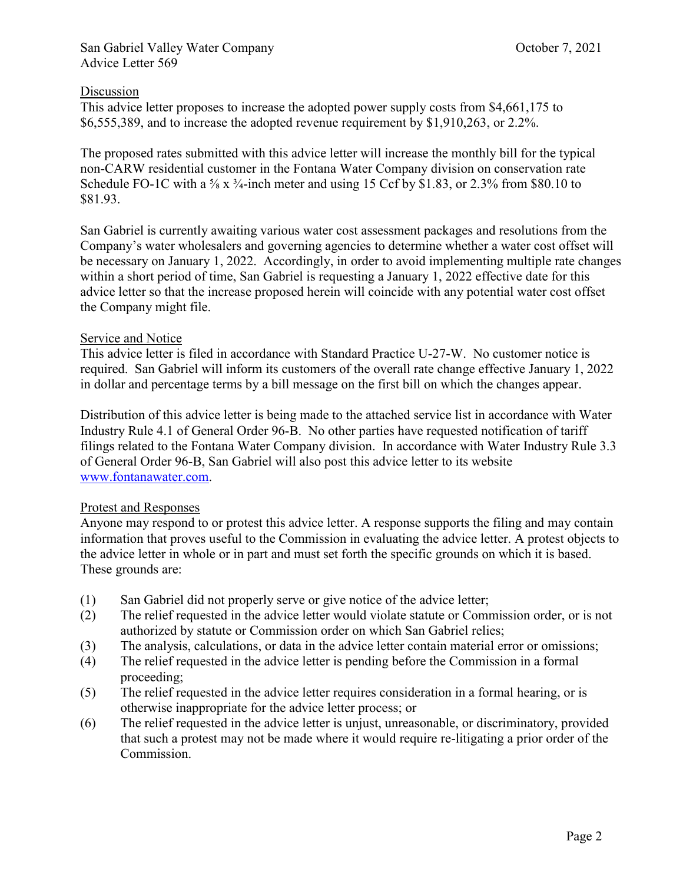Discussion

This advice letter proposes to increase the adopted power supply costs from $4,661,175 to $6,555,389, and to increase the adopted revenue requirement by $1,910,263, or 2.2%.

The proposed rates submitted with this advice letter will increase the monthly bill for the typical non-CARW residential customer in the Fontana Water Company division on conservation rate Schedule FO-1C with a ⅝ x ¾-inch meter and using 15 Ccf by $1.83, or 2.3% from $80.10 to $81.93.

San Gabriel is currently awaiting various water cost assessment packages and resolutions from the Company's water wholesalers and governing agencies to determine whether a water cost offset will be necessary on January 1, 2022. Accordingly, in order to avoid implementing multiple rate changes within a short period of time, San Gabriel is requesting a January 1, 2022 effective date for this advice letter so that the increase proposed herein will coincide with any potential water cost offset the Company might file.

Service and Notice

This advice letter is filed in accordance with Standard Practice U-27-W. No customer notice is required. San Gabriel will inform its customers of the overall rate change effective January 1, 2022 in dollar and percentage terms by a bill message on the first bill on which the changes appear.

Distribution of this advice letter is being made to the attached service list in accordance with Water Industry Rule 4.1 of General Order 96-B. No other parties have requested notification of tariff filings related to the Fontana Water Company division. In accordance with Water Industry Rule 3.3 of General Order 96-B, San Gabriel will also post this advice letter to its website www.fontanawater.com.

Protest and Responses

Anyone may respond to or protest this advice letter. A response supports the filing and may contain information that proves useful to the Commission in evaluating the advice letter. A protest objects to the advice letter in whole or in part and must set forth the specific grounds on which it is based. These grounds are:

(1) San Gabriel did not properly serve or give notice of the advice letter;
(2) The relief requested in the advice letter would violate statute or Commission order, or is not authorized by statute or Commission order on which San Gabriel relies;
(3) The analysis, calculations, or data in the advice letter contain material error or omissions;
(4) The relief requested in the advice letter is pending before the Commission in a formal proceeding;
(5) The relief requested in the advice letter requires consideration in a formal hearing, or is otherwise inappropriate for the advice letter process; or
(6) The relief requested in the advice letter is unjust, unreasonable, or discriminatory, provided that such a protest may not be made where it would require re-litigating a prior order of the Commission.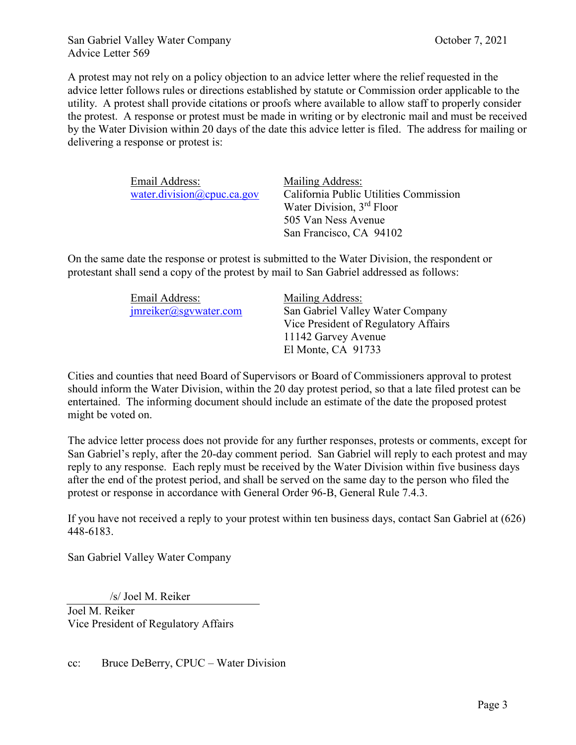A protest may not rely on a policy objection to an advice letter where the relief requested in the advice letter follows rules or directions established by statute or Commission order applicable to the utility. A protest shall provide citations or proofs where available to allow staff to properly consider the protest. A response or protest must be made in writing or by electronic mail and must be received by the Water Division within 20 days of the date this advice letter is filed. The address for mailing or delivering a response or protest is:

| Email Address: | Mailing Address: |
|---|---|
| water.division@cpuc.ca.gov | California Public Utilities Commission<br>Water Division, 3rd Floor<br>505 Van Ness Avenue<br>San Francisco, CA 94102 |

On the same date the response or protest is submitted to the Water Division, the respondent or protestant shall send a copy of the protest by mail to San Gabriel addressed as follows:

| Email Address: | Mailing Address: |
|---|---|
| jmreiker@sgvwater.com | San Gabriel Valley Water Company<br>Vice President of Regulatory Affairs<br>11142 Garvey Avenue<br>El Monte, CA 91733 |

Cities and counties that need Board of Supervisors or Board of Commissioners approval to protest should inform the Water Division, within the 20 day protest period, so that a late filed protest can be entertained. The informing document should include an estimate of the date the proposed protest might be voted on.

The advice letter process does not provide for any further responses, protests or comments, except for San Gabriel's reply, after the 20-day comment period. San Gabriel will reply to each protest and may reply to any response. Each reply must be received by the Water Division within five business days after the end of the protest period, and shall be served on the same day to the person who filed the protest or response in accordance with General Order 96-B, General Rule 7.4.3.

If you have not received a reply to your protest within ten business days, contact San Gabriel at (626) 448-6183.

San Gabriel Valley Water Company

/s/ Joel M. Reiker

Joel M. Reiker
Vice President of Regulatory Affairs

cc: Bruce DeBerry, CPUC – Water Division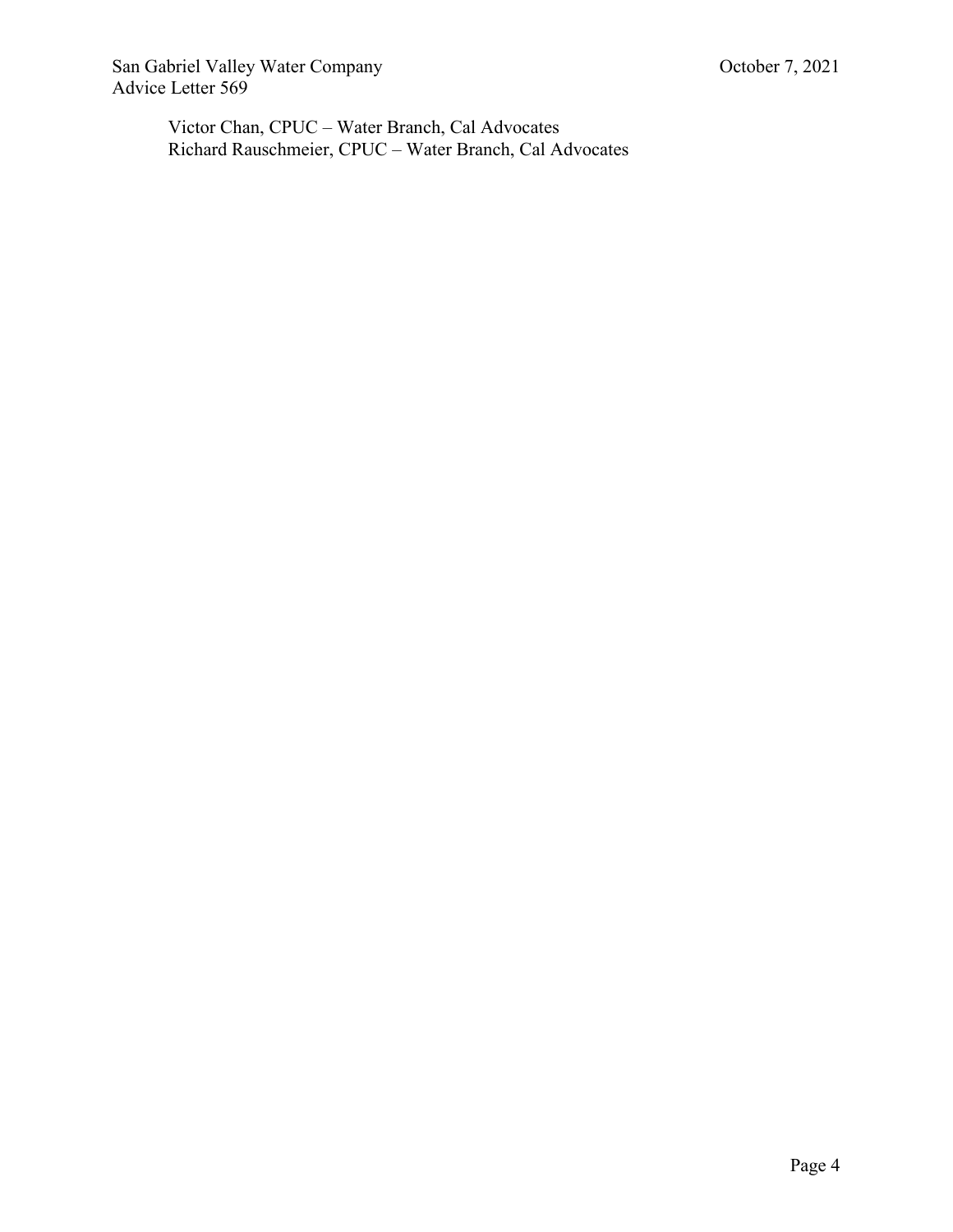Victor Chan, CPUC – Water Branch, Cal Advocates
Richard Rauschmeier, CPUC – Water Branch, Cal Advocates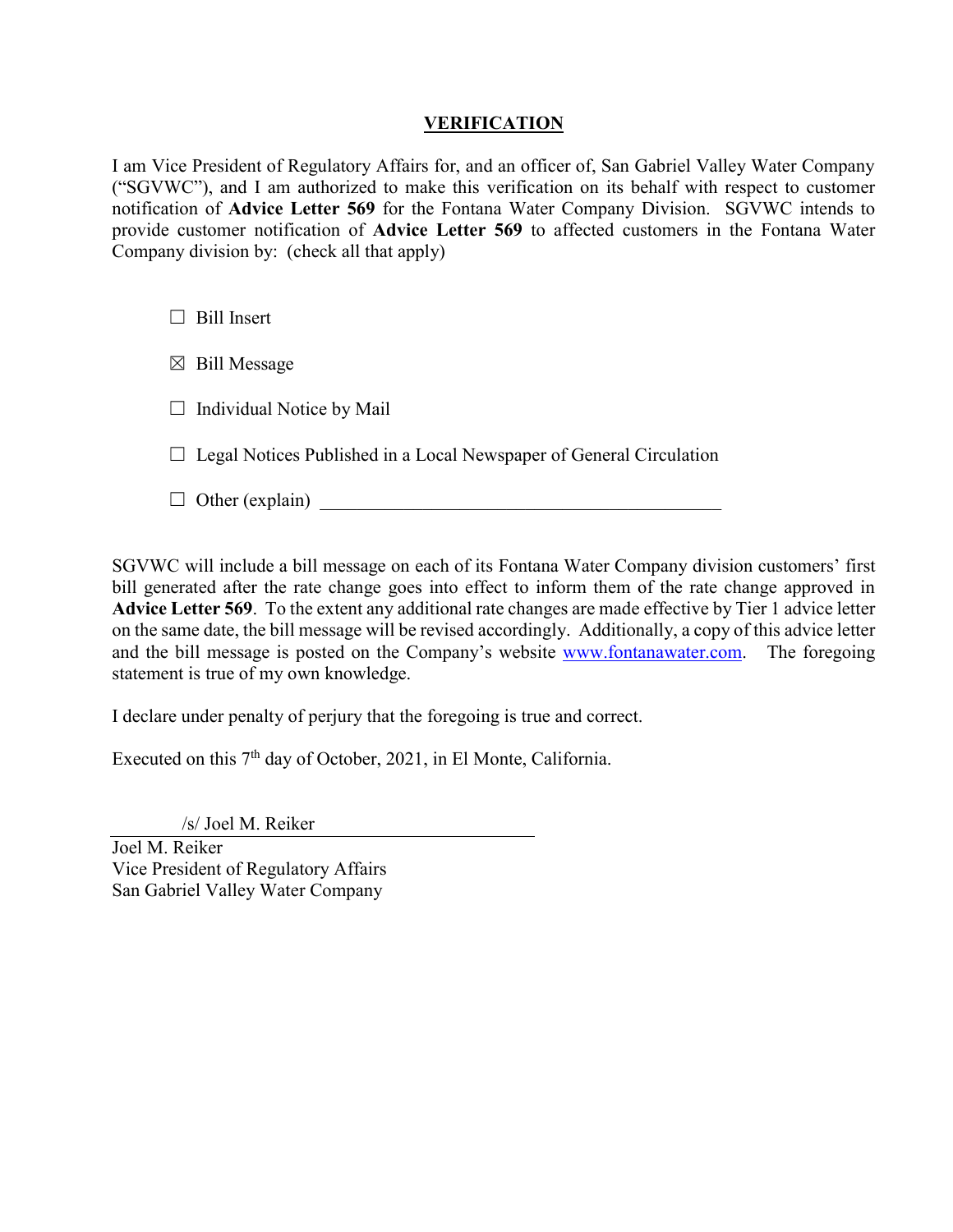# VERIFICATION

I am Vice President of Regulatory Affairs for, and an officer of, San Gabriel Valley Water Company ("SGVWC"), and I am authorized to make this verification on its behalf with respect to customer notification of **Advice Letter 569** for the Fontana Water Company Division. SGVWC intends to provide customer notification of **Advice Letter 569** to affected customers in the Fontana Water Company division by: (check all that apply)

- ☐ Bill Insert
- ☒ Bill Message
- ☐ Individual Notice by Mail
- ☐ Legal Notices Published in a Local Newspaper of General Circulation
- ☐ Other (explain) ____________________________________________

SGVWC will include a bill message on each of its Fontana Water Company division customers' first bill generated after the rate change goes into effect to inform them of the rate change approved in **Advice Letter 569**. To the extent any additional rate changes are made effective by Tier 1 advice letter on the same date, the bill message will be revised accordingly. Additionally, a copy of this advice letter and the bill message is posted on the Company's website [www.fontanawater.com](http://www.fontanawater.com). The foregoing statement is true of my own knowledge.

I declare under penalty of perjury that the foregoing is true and correct.

Executed on this 7th day of October, 2021, in El Monte, California.

/s/ Joel M. Reiker

Joel M. Reiker
Vice President of Regulatory Affairs
San Gabriel Valley Water Company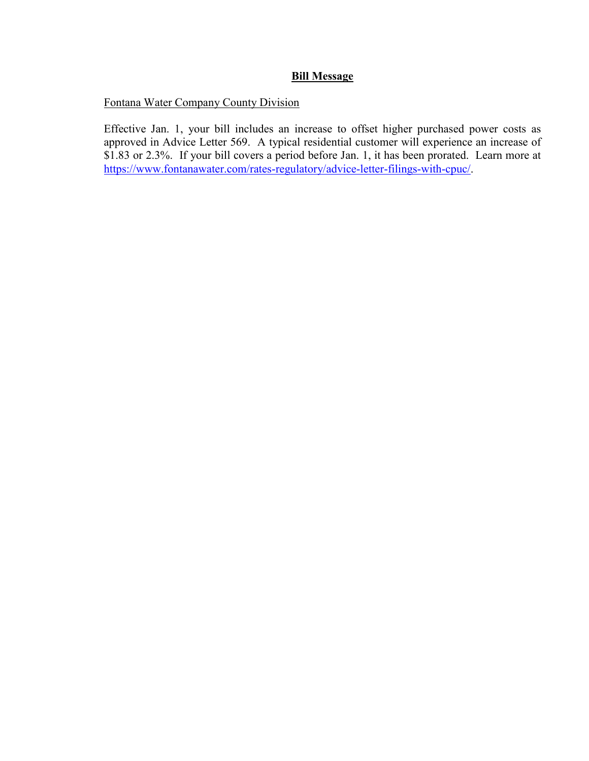**Bill Message**

Fontana Water Company County Division

Effective Jan. 1, your bill includes an increase to offset higher purchased power costs as approved in Advice Letter 569. A typical residential customer will experience an increase of $1.83 or 2.3%. If your bill covers a period before Jan. 1, it has been prorated. Learn more at https://www.fontanawater.com/rates-regulatory/advice-letter-filings-with-cpuc/.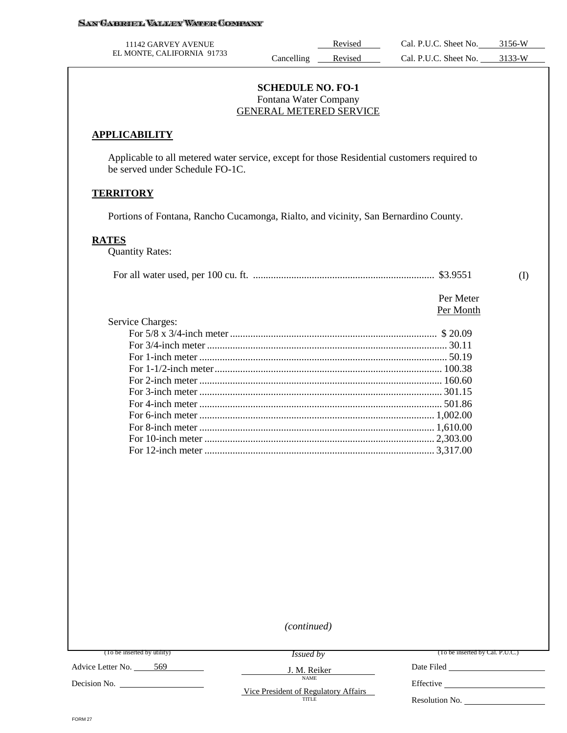SAN GABRIEL VALLEY WATER COMPANY

11142 GARVEY AVENUE
EL MONTE, CALIFORNIA 91733

Revised Cal. P.U.C. Sheet No. 3156-W
Cancelling Revised Cal. P.U.C. Sheet No. 3133-W

## SCHEDULE NO. FO-1
Fontana Water Company
GENERAL METERED SERVICE

### APPLICABILITY

Applicable to all metered water service, except for those Residential customers required to be served under Schedule FO-1C.

### TERRITORY

Portions of Fontana, Rancho Cucamonga, Rialto, and vicinity, San Bernardino County.

### RATES

Quantity Rates:

For all water used, per 100 cu. ft. .......... $3.9551 (I)

Service Charges:

| | Per Meter Per Month |
|---|---|
| For 5/8 x 3/4-inch meter | $ 20.09 |
| For 3/4-inch meter | 30.11 |
| For 1-inch meter | 50.19 |
| For 1-1/2-inch meter | 100.38 |
| For 2-inch meter | 160.60 |
| For 3-inch meter | 301.15 |
| For 4-inch meter | 501.86 |
| For 6-inch meter | 1,002.00 |
| For 8-inch meter | 1,610.00 |
| For 10-inch meter | 2,303.00 |
| For 12-inch meter | 3,317.00 |

*(continued)*

(To be inserted by utility)
Advice Letter No. 569
Decision No.

*Issued by*
J. M. Reiker
NAME
Vice President of Regulatory Affairs
TITLE

(To be inserted by Cal. P.U.C.)
Date Filed
Effective
Resolution No.

FORM 27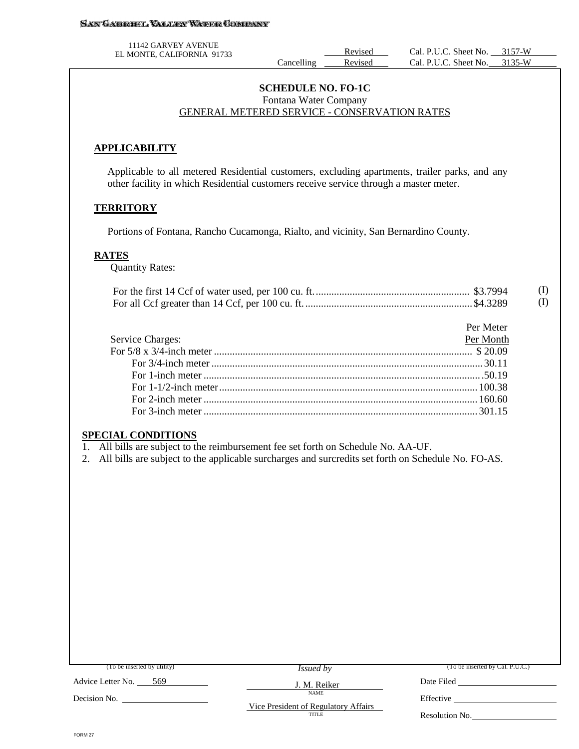SAN GABRIEL VALLEY WATER COMPANY

11142 GARVEY AVENUE
EL MONTE, CALIFORNIA 91733

Revised Cal. P.U.C. Sheet No. 3157-W
Cancelling Revised Cal. P.U.C. Sheet No. 3135-W

## SCHEDULE NO. FO-1C

Fontana Water Company

GENERAL METERED SERVICE - CONSERVATION RATES

### APPLICABILITY

Applicable to all metered Residential customers, excluding apartments, trailer parks, and any other facility in which Residential customers receive service through a master meter.

### TERRITORY

Portions of Fontana, Rancho Cucamonga, Rialto, and vicinity, San Bernardino County.

### RATES

Quantity Rates:

| | | |
|---|---|---|
| For the first 14 Ccf of water used, per 100 cu. ft. | $3.7994 | (I) |
| For all Ccf greater than 14 Ccf, per 100 cu. ft. | $4.3289 | (I) |

| Service Charges: | Per Meter Per Month |
|---|---|
| For 5/8 x 3/4-inch meter | $ 20.09 |
| For 3/4-inch meter | 30.11 |
| For 1-inch meter | 50.19 |
| For 1-1/2-inch meter | 100.38 |
| For 2-inch meter | 160.60 |
| For 3-inch meter | 301.15 |

### SPECIAL CONDITIONS

1. All bills are subject to the reimbursement fee set forth on Schedule No. AA-UF.
2. All bills are subject to the applicable surcharges and surcredits set forth on Schedule No. FO-AS.

(To be inserted by utility)

Advice Letter No. 569

Decision No.

*Issued by*

J. M. Reiker
NAME

Vice President of Regulatory Affairs
TITLE

(To be inserted by Cal. P.U.C.)

Date Filed

Effective

Resolution No.

FORM 27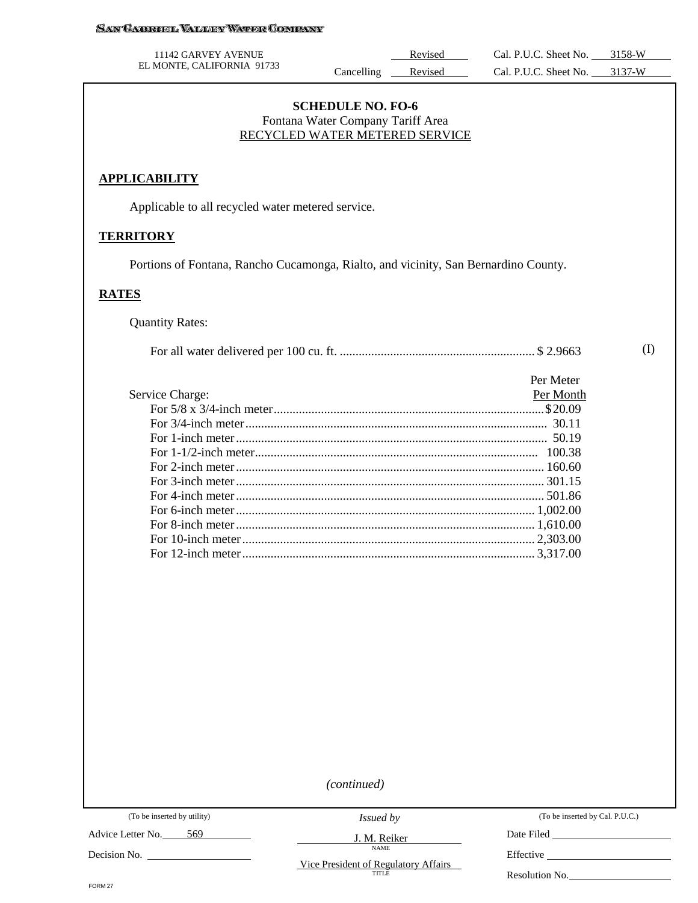SAN GABRIEL VALLEY WATER COMPANY

11142 GARVEY AVENUE
EL MONTE, CALIFORNIA 91733

| | | |
|---|---|---|
| | Revised | Cal. P.U.C. Sheet No. 3158-W |
| Cancelling | Revised | Cal. P.U.C. Sheet No. 3137-W |

## SCHEDULE NO. FO-6
Fontana Water Company Tariff Area
RECYCLED WATER METERED SERVICE

### APPLICABILITY

Applicable to all recycled water metered service.

### TERRITORY

Portions of Fontana, Rancho Cucamonga, Rialto, and vicinity, San Bernardino County.

### RATES

Quantity Rates:

For all water delivered per 100 cu. ft. .............................................................. $ 2.9663 (I)

| Service Charge: | Per Meter Per Month |
|---|---|
| For 5/8 x 3/4-inch meter | $20.09 |
| For 3/4-inch meter | 30.11 |
| For 1-inch meter | 50.19 |
| For 1-1/2-inch meter | 100.38 |
| For 2-inch meter | 160.60 |
| For 3-inch meter | 301.15 |
| For 4-inch meter | 501.86 |
| For 6-inch meter | 1,002.00 |
| For 8-inch meter | 1,610.00 |
| For 10-inch meter | 2,303.00 |
| For 12-inch meter | 3,317.00 |

*(continued)*

| (To be inserted by utility) | *Issued by* | (To be inserted by Cal. P.U.C.) |
|---|---|---|
| Advice Letter No. 569 | J. M. Reiker (NAME) | Date Filed |
| Decision No. | Vice President of Regulatory Affairs (TITLE) | Effective |
| | | Resolution No. |

FORM 27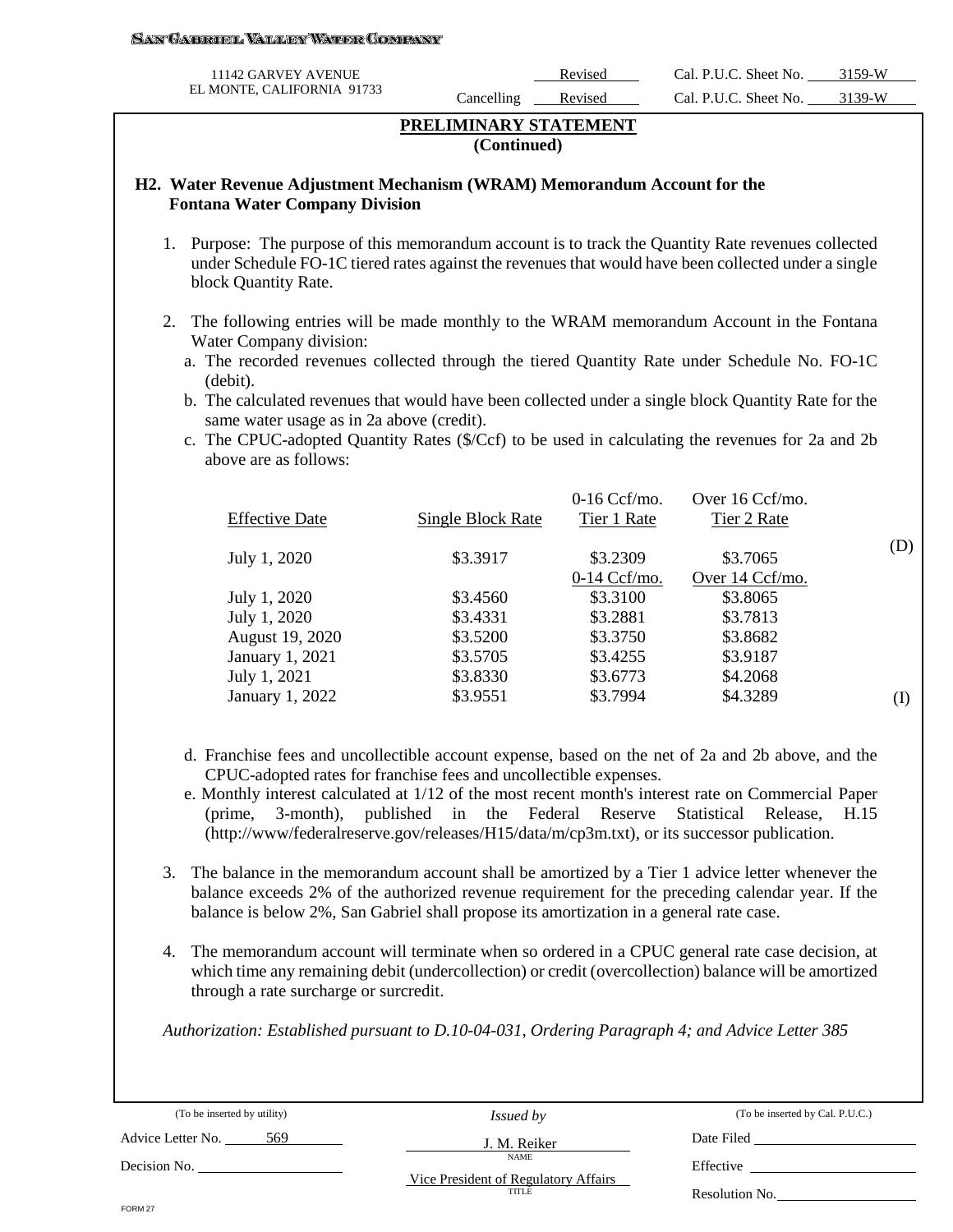SAN GABRIEL VALLEY WATER COMPANY

11142 GARVEY AVENUE
EL MONTE, CALIFORNIA 91733

Revised Cal. P.U.C. Sheet No. 3159-W
Cancelling Revised Cal. P.U.C. Sheet No. 3139-W

## PRELIMINARY STATEMENT
**(Continued)**

### H2. Water Revenue Adjustment Mechanism (WRAM) Memorandum Account for the Fontana Water Company Division

1. Purpose: The purpose of this memorandum account is to track the Quantity Rate revenues collected under Schedule FO-1C tiered rates against the revenues that would have been collected under a single block Quantity Rate.

2. The following entries will be made monthly to the WRAM memorandum Account in the Fontana Water Company division:
   a. The recorded revenues collected through the tiered Quantity Rate under Schedule No. FO-1C (debit).
   b. The calculated revenues that would have been collected under a single block Quantity Rate for the same water usage as in 2a above (credit).
   c. The CPUC-adopted Quantity Rates ($/Ccf) to be used in calculating the revenues for 2a and 2b above are as follows:

| Effective Date | Single Block Rate | 0-16 Ccf/mo. Tier 1 Rate | Over 16 Ccf/mo. Tier 2 Rate | |
|---|---|---|---|---|
| July 1, 2020 | $3.3917 | $3.2309 | $3.7065 | (D) |
| | | 0-14 Ccf/mo. | Over 14 Ccf/mo. | |
| July 1, 2020 | $3.4560 | $3.3100 | $3.8065 | |
| July 1, 2020 | $3.4331 | $3.2881 | $3.7813 | |
| August 19, 2020 | $3.5200 | $3.3750 | $3.8682 | |
| January 1, 2021 | $3.5705 | $3.4255 | $3.9187 | |
| July 1, 2021 | $3.8330 | $3.6773 | $4.2068 | |
| January 1, 2022 | $3.9551 | $3.7994 | $4.3289 | (I) |

   d. Franchise fees and uncollectible account expense, based on the net of 2a and 2b above, and the CPUC-adopted rates for franchise fees and uncollectible expenses.
   e. Monthly interest calculated at 1/12 of the most recent month's interest rate on Commercial Paper (prime, 3-month), published in the Federal Reserve Statistical Release, H.15 (http://www/federalreserve.gov/releases/H15/data/m/cp3m.txt), or its successor publication.

3. The balance in the memorandum account shall be amortized by a Tier 1 advice letter whenever the balance exceeds 2% of the authorized revenue requirement for the preceding calendar year. If the balance is below 2%, San Gabriel shall propose its amortization in a general rate case.

4. The memorandum account will terminate when so ordered in a CPUC general rate case decision, at which time any remaining debit (undercollection) or credit (overcollection) balance will be amortized through a rate surcharge or surcredit.

*Authorization: Established pursuant to D.10-04-031, Ordering Paragraph 4; and Advice Letter 385*

| (To be inserted by utility) | *Issued by* | (To be inserted by Cal. P.U.C.) |
|---|---|---|
| Advice Letter No. 569 | J. M. Reiker (NAME) | Date Filed |
| Decision No. | Vice President of Regulatory Affairs (TITLE) | Effective |
| | | Resolution No. |

FORM 27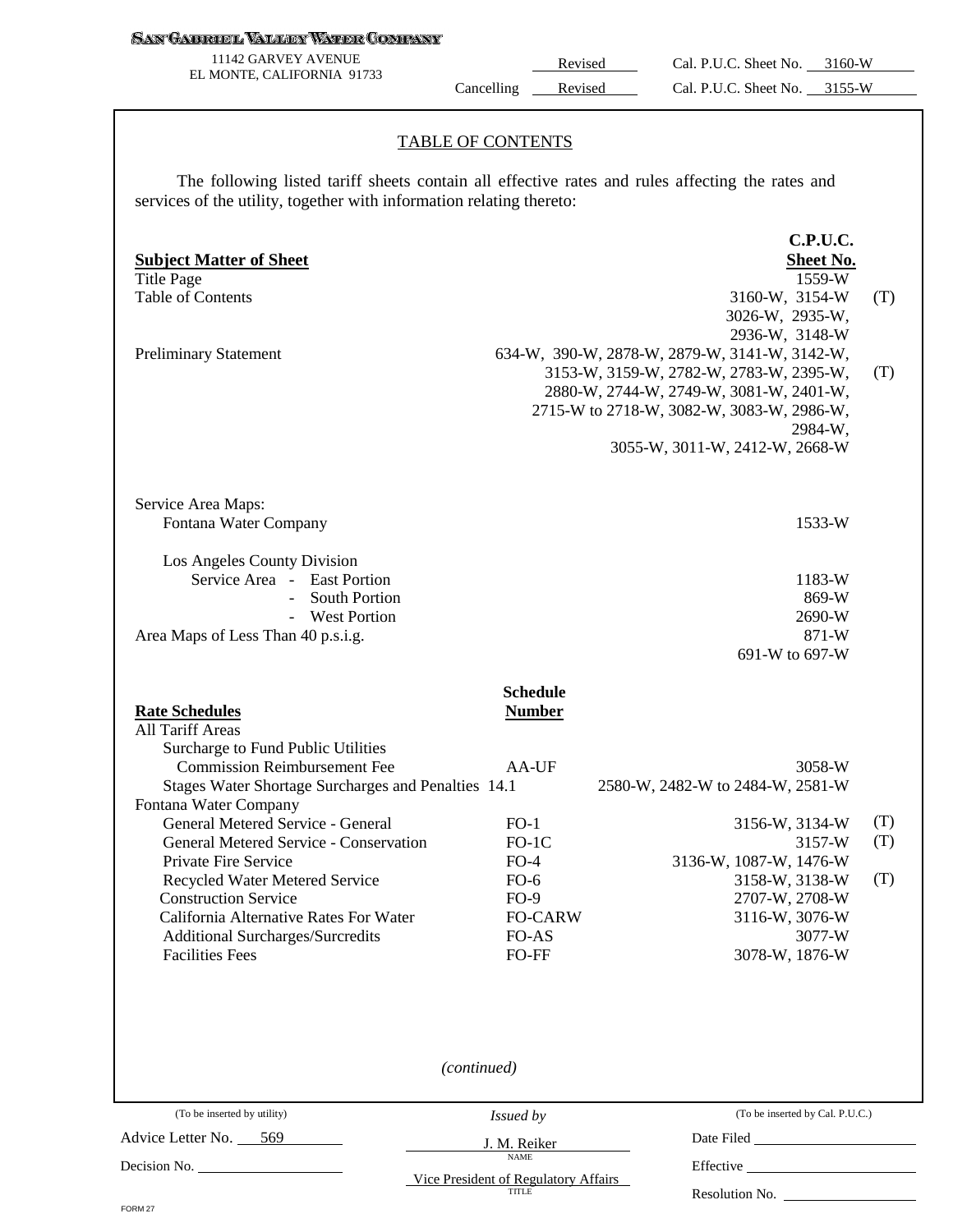SAN GABRIEL VALLEY WATER COMPANY

11142 GARVEY AVENUE
EL MONTE, CALIFORNIA 91733

Revised Cal. P.U.C. Sheet No. 3160-W
Cancelling Revised Cal. P.U.C. Sheet No. 3155-W

## TABLE OF CONTENTS

The following listed tariff sheets contain all effective rates and rules affecting the rates and services of the utility, together with information relating thereto:

| **Subject Matter of Sheet** | | **C.P.U.C. Sheet No.** | |
|---|---|---|---|
| Title Page | | 1559-W | |
| Table of Contents | | 3160-W, 3154-W 3026-W, 2935-W, 2936-W, 3148-W | (T) |
| Preliminary Statement | | 634-W, 390-W, 2878-W, 2879-W, 3141-W, 3142-W, 3153-W, 3159-W, 2782-W, 2783-W, 2395-W, 2880-W, 2744-W, 2749-W, 3081-W, 2401-W, 2715-W to 2718-W, 3082-W, 3083-W, 2986-W, 2984-W, 3055-W, 3011-W, 2412-W, 2668-W | (T) |
| Service Area Maps: | | | |
| Fontana Water Company | | 1533-W | |
| Los Angeles County Division | | | |
| Service Area - East Portion | | 1183-W | |
| - South Portion | | 869-W | |
| - West Portion | | 2690-W | |
| Area Maps of Less Than 40 p.s.i.g. | | 871-W 691-W to 697-W | |
| **Rate Schedules** | **Schedule Number** | | |
| All Tariff Areas | | | |
| Surcharge to Fund Public Utilities Commission Reimbursement Fee | AA-UF | 3058-W | |
| Stages Water Shortage Surcharges and Penalties | 14.1 | 2580-W, 2482-W to 2484-W, 2581-W | |
| Fontana Water Company | | | |
| General Metered Service - General | FO-1 | 3156-W, 3134-W | (T) |
| General Metered Service - Conservation | FO-1C | 3157-W | (T) |
| Private Fire Service | FO-4 | 3136-W, 1087-W, 1476-W | |
| Recycled Water Metered Service | FO-6 | 3158-W, 3138-W | (T) |
| Construction Service | FO-9 | 2707-W, 2708-W | |
| California Alternative Rates For Water | FO-CARW | 3116-W, 3076-W | |
| Additional Surcharges/Surcredits | FO-AS | 3077-W | |
| Facilities Fees | FO-FF | 3078-W, 1876-W | |

*(continued)*

(To be inserted by utility)
Advice Letter No. 569
Decision No.

*Issued by*
J. M. Reiker
NAME
Vice President of Regulatory Affairs
TITLE

(To be inserted by Cal. P.U.C.)
Date Filed
Effective
Resolution No.

FORM 27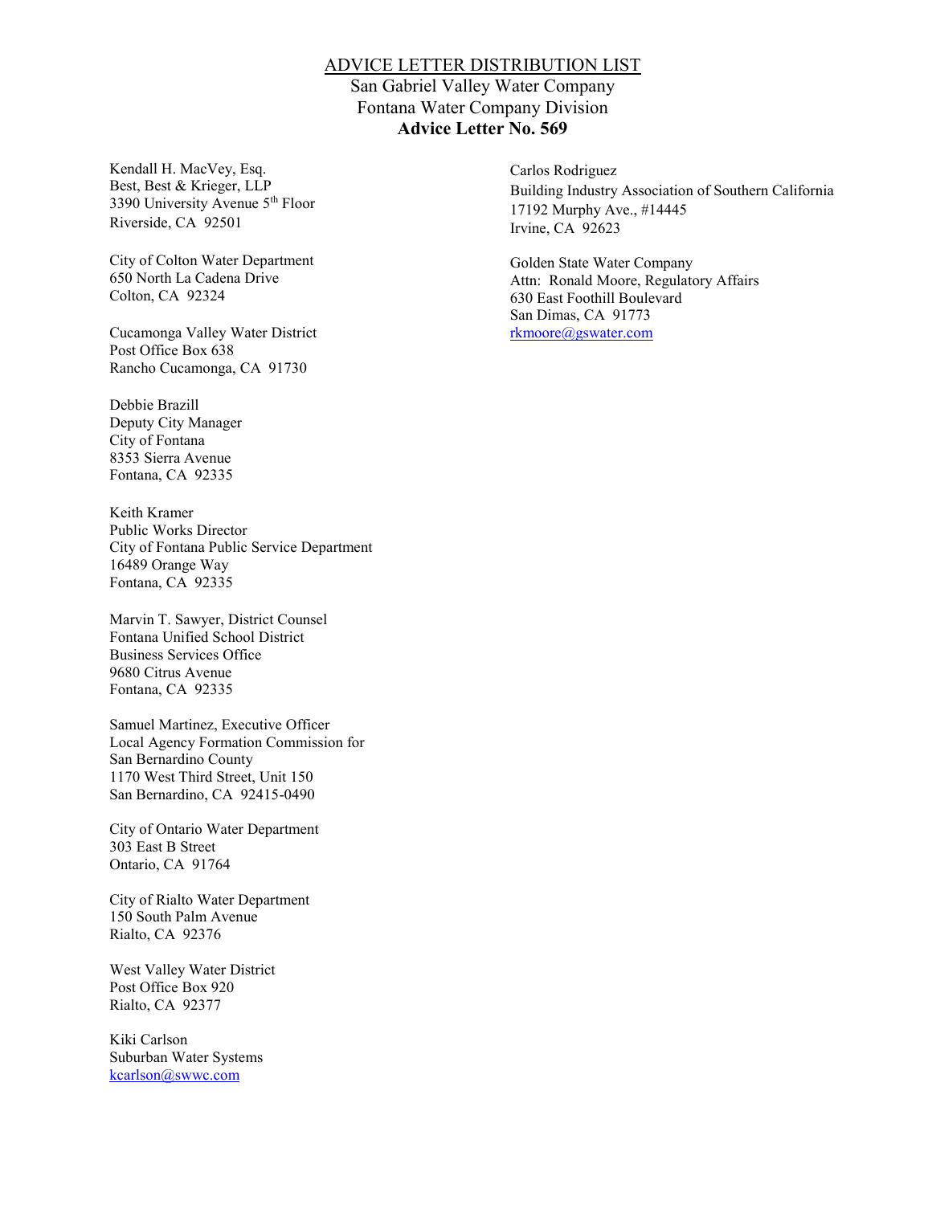# ADVICE LETTER DISTRIBUTION LIST

San Gabriel Valley Water Company
Fontana Water Company Division
**Advice Letter No. 569**

Kendall H. MacVey, Esq.
Best, Best & Krieger, LLP
3390 University Avenue 5th Floor
Riverside, CA 92501

City of Colton Water Department
650 North La Cadena Drive
Colton, CA 92324

Cucamonga Valley Water District
Post Office Box 638
Rancho Cucamonga, CA 91730

Debbie Brazill
Deputy City Manager
City of Fontana
8353 Sierra Avenue
Fontana, CA 92335

Keith Kramer
Public Works Director
City of Fontana Public Service Department
16489 Orange Way
Fontana, CA 92335

Marvin T. Sawyer, District Counsel
Fontana Unified School District
Business Services Office
9680 Citrus Avenue
Fontana, CA 92335

Samuel Martinez, Executive Officer
Local Agency Formation Commission for
San Bernardino County
1170 West Third Street, Unit 150
San Bernardino, CA 92415-0490

City of Ontario Water Department
303 East B Street
Ontario, CA 91764

City of Rialto Water Department
150 South Palm Avenue
Rialto, CA 92376

West Valley Water District
Post Office Box 920
Rialto, CA 92377

Kiki Carlson
Suburban Water Systems
kcarlson@swwc.com

Carlos Rodriguez
Building Industry Association of Southern California
17192 Murphy Ave., #14445
Irvine, CA 92623

Golden State Water Company
Attn: Ronald Moore, Regulatory Affairs
630 East Foothill Boulevard
San Dimas, CA 91773
rkmoore@gswater.com